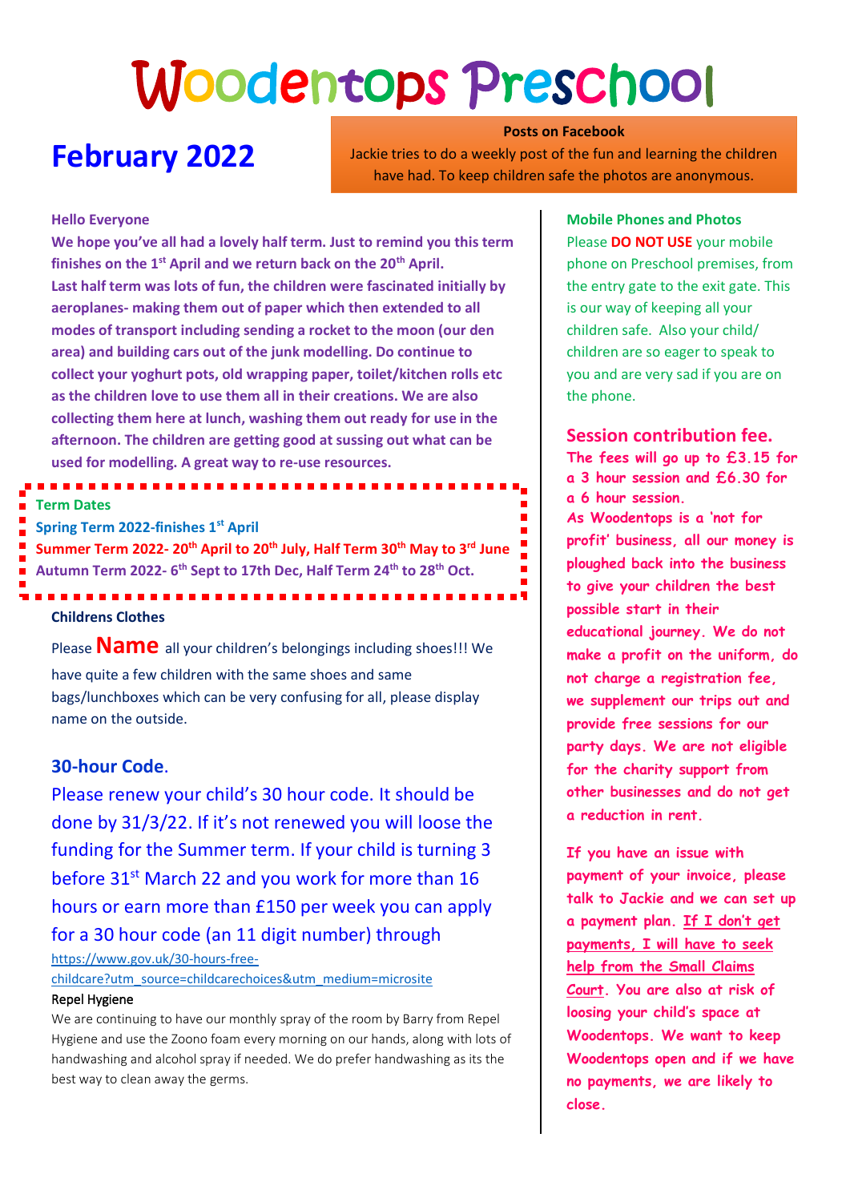# Woodentops Preschool

## February 2022

**Posts on Facebook**

Jackie tries to do a weekly post of the fun and learning the children have had. To keep children safe the photos are anonymous.

**Hello Everyone**

**We hope you've all had a lovely half term. Just to remind you this term finishes on the 1st April and we return back on the 20th April.**

**Last half term was lots of fun, the children were fascinated initially by aeroplanes- making them out of paper which then extended to all modes of transport including sending a rocket to the moon (our den area) and building cars out of the junk modelling. Do continue to collect your yoghurt pots, old wrapping paper, toilet/kitchen rolls etc as the children love to use them all in their creations. We are also collecting them here at lunch, washing them out ready for use in the afternoon. The children are getting good at sussing out what can be used for modelling. A great way to re-use resources.**

**Term Dates**

**Spring Term 2022-finishes 1st April**

**Summer Term 2022- 20th April to 20th July, Half Term 30th May to 3rd June**

**Autumn Term 2022- 6th Sept to 17th Dec, Half Term 24th to 28th Oct.**

**Childrens Clothes**

Please **Name** all your children's belongings including shoes!!! We have quite a few children with the same shoes and same bags/lunchboxes which can be very confusing for all, please display name on the outside.

### 30-hour Code.

Please renew your child's 30 hour code. It should be done by 31/3/22. If it's not renewed you will loose the funding for the Summer term. If your child is turning 3 before 31st March 22 and you work for more than 16 hours or earn more than £150 per week you can apply for a 30 hour code (an 11 digit number) through https://www.gov.uk/30-hours-free-childcare?utm_source=childcarechoices&utm_medium=microsite

Repel Hygiene

We are continuing to have our monthly spray of the room by Barry from Repel Hygiene and use the Zoono foam every morning on our hands, along with lots of handwashing and alcohol spray if needed. We do prefer handwashing as its the best way to clean away the germs.

**Mobile Phones and Photos**

Please **DO NOT USE** your mobile phone on Preschool premises, from the entry gate to the exit gate. This is our way of keeping all your children safe. Also your child/ children are so eager to speak to you and are very sad if you are on the phone.

### Session contribution fee.

**The fees will go up to £3.15 for a 3 hour session and £6.30 for a 6 hour session.**

**As Woodentops is a 'not for profit' business, all our money is ploughed back into the business to give your children the best possible start in their educational journey. We do not make a profit on the uniform, do not charge a registration fee, we supplement our trips out and provide free sessions for our party days. We are not eligible for the charity support from other businesses and do not get a reduction in rent.**

**If you have an issue with payment of your invoice, please talk to Jackie and we can set up a payment plan. If I don't get payments, I will have to seek help from the Small Claims Court. You are also at risk of loosing your child's space at Woodentops. We want to keep Woodentops open and if we have no payments, we are likely to close.**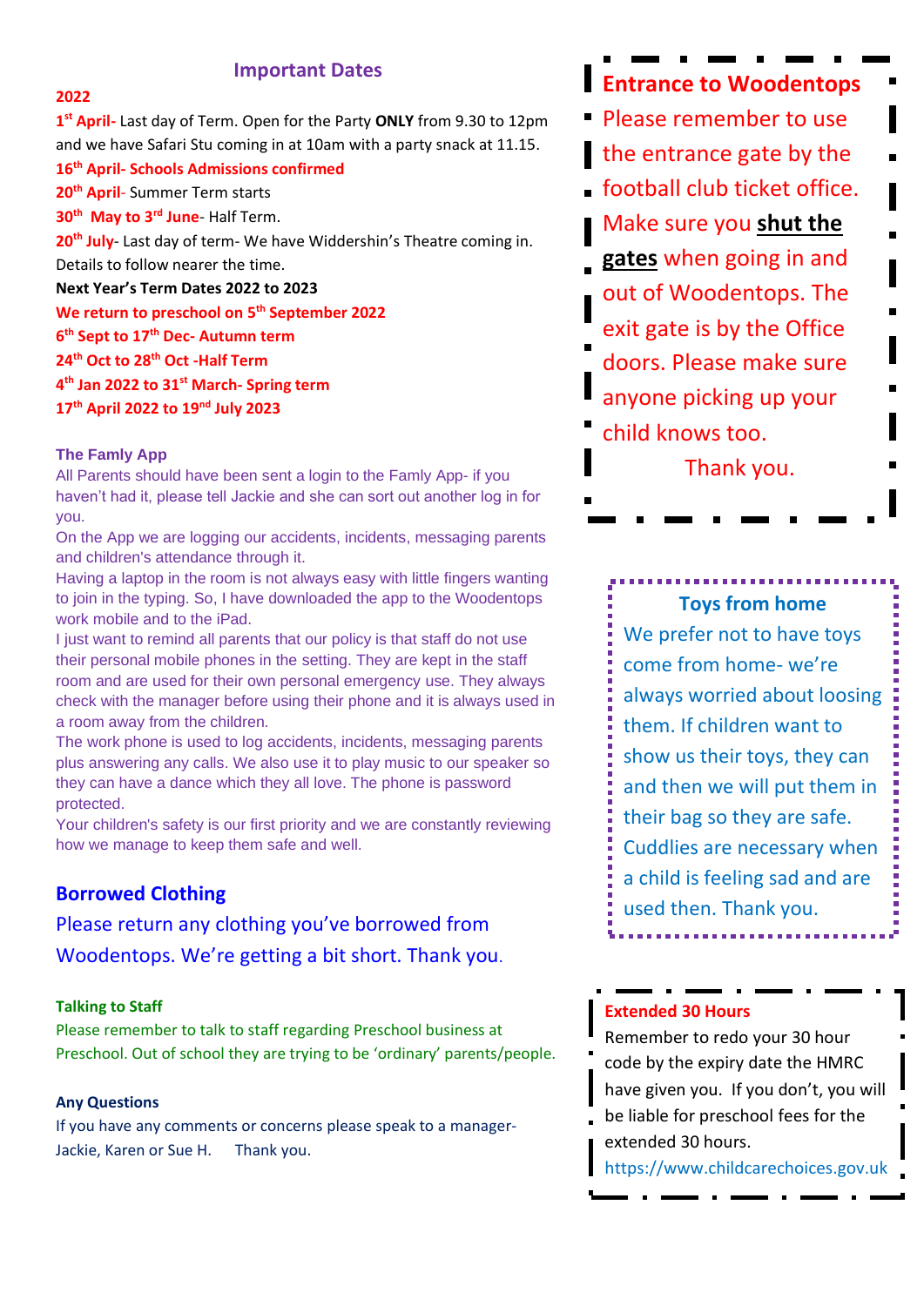## Important Dates

**2022**

**1st April-** Last day of Term. Open for the Party **ONLY** from 9.30 to 12pm and we have Safari Stu coming in at 10am with a party snack at 11.15.

**16th April- Schools Admissions confirmed**

**20th April**- Summer Term starts

**30th May to 3rd June**- Half Term.

**20th July**- Last day of term- We have Widdershin's Theatre coming in. Details to follow nearer the time.

**Next Year's Term Dates 2022 to 2023**

**We return to preschool on 5th September 2022**

**6th Sept to 17th Dec- Autumn term**

**24th Oct to 28th Oct -Half Term**

**4th Jan 2022 to 31st March- Spring term**

**17th April 2022 to 19nd July 2023**

### The Famly App

All Parents should have been sent a login to the Famly App- if you haven't had it, please tell Jackie and she can sort out another log in for you.

On the App we are logging our accidents, incidents, messaging parents and children's attendance through it.

Having a laptop in the room is not always easy with little fingers wanting to join in the typing. So, I have downloaded the app to the Woodentops work mobile and to the iPad.

I just want to remind all parents that our policy is that staff do not use their personal mobile phones in the setting. They are kept in the staff room and are used for their own personal emergency use. They always check with the manager before using their phone and it is always used in a room away from the children.

The work phone is used to log accidents, incidents, messaging parents plus answering any calls. We also use it to play music to our speaker so they can have a dance which they all love. The phone is password protected.

Your children's safety is our first priority and we are constantly reviewing how we manage to keep them safe and well.

## Borrowed Clothing

Please return any clothing you've borrowed from Woodentops. We're getting a bit short. Thank you.

### Talking to Staff

Please remember to talk to staff regarding Preschool business at Preschool. Out of school they are trying to be 'ordinary' parents/people.

### Any Questions

If you have any comments or concerns please speak to a manager- Jackie, Karen or Sue H. Thank you.

## Entrance to Woodentops

Please remember to use the entrance gate by the football club ticket office. Make sure you **shut the gates** when going in and out of Woodentops. The exit gate is by the Office doors. Please make sure anyone picking up your child knows too.

Thank you.

## Toys from home

We prefer not to have toys come from home- we're always worried about loosing them. If children want to show us their toys, they can and then we will put them in their bag so they are safe. Cuddlies are necessary when a child is feeling sad and are used then. Thank you.

### Extended 30 Hours

Remember to redo your 30 hour code by the expiry date the HMRC have given you. If you don't, you will be liable for preschool fees for the extended 30 hours.

https://www.childcarechoices.gov.uk